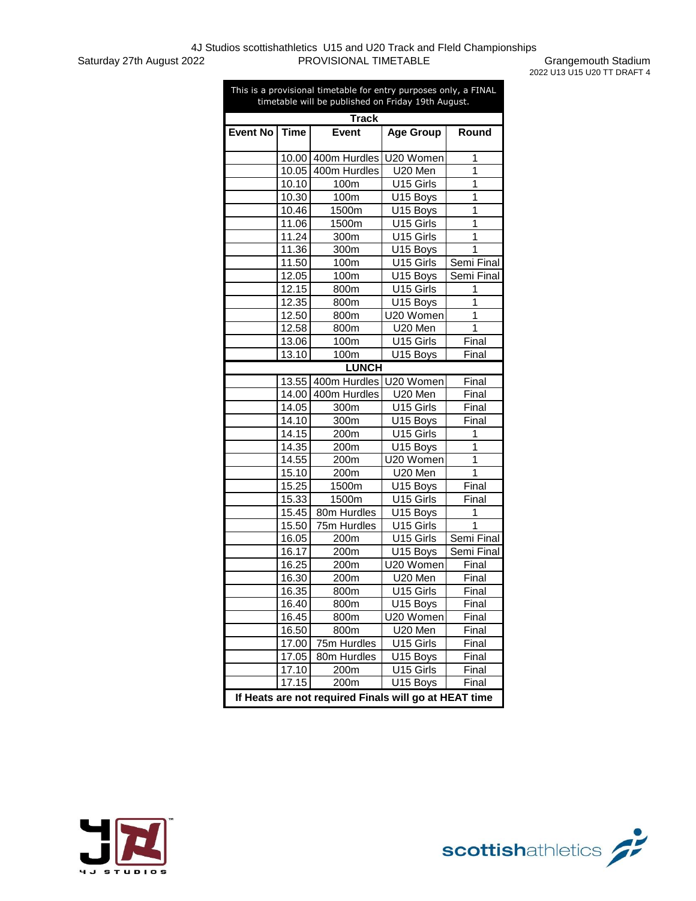4J Studios scottishathletics U15 and U20 Track and FIeld Championships

Saturday 27th August 2022 — PROVISIONAL TIMETABLE — Grangemouth Stadium

2022 U13 U15 U20 TT DRAFT 4

This is a provisional timetable for entry purposes only, a FINAL timetable will be published on Friday 19th August.

**Track**

| Event No | Time | Event | Age Group | Round |
|---|---|---|---|---|
| | 10.00 | 400m Hurdles | U20 Women | 1 |
| | 10.05 | 400m Hurdles | U20 Men | 1 |
| | 10.10 | 100m | U15 Girls | 1 |
| | 10.30 | 100m | U15 Boys | 1 |
| | 10.46 | 1500m | U15 Boys | 1 |
| | 11.06 | 1500m | U15 Girls | 1 |
| | 11.24 | 300m | U15 Girls | 1 |
| | 11.36 | 300m | U15 Boys | 1 |
| | 11.50 | 100m | U15 Girls | Semi Final |
| | 12.05 | 100m | U15 Boys | Semi Final |
| | 12.15 | 800m | U15 Girls | 1 |
| | 12.35 | 800m | U15 Boys | 1 |
| | 12.50 | 800m | U20 Women | 1 |
| | 12.58 | 800m | U20 Men | 1 |
| | 13.06 | 100m | U15 Girls | Final |
| | 13.10 | 100m | U15 Boys | Final |
| | | **LUNCH** | | |
| | 13.55 | 400m Hurdles | U20 Women | Final |
| | 14.00 | 400m Hurdles | U20 Men | Final |
| | 14.05 | 300m | U15 Girls | Final |
| | 14.10 | 300m | U15 Boys | Final |
| | 14.15 | 200m | U15 Girls | 1 |
| | 14.35 | 200m | U15 Boys | 1 |
| | 14.55 | 200m | U20 Women | 1 |
| | 15.10 | 200m | U20 Men | 1 |
| | 15.25 | 1500m | U15 Boys | Final |
| | 15.33 | 1500m | U15 Girls | Final |
| | 15.45 | 80m Hurdles | U15 Boys | 1 |
| | 15.50 | 75m Hurdles | U15 Girls | 1 |
| | 16.05 | 200m | U15 Girls | Semi Final |
| | 16.17 | 200m | U15 Boys | Semi Final |
| | 16.25 | 200m | U20 Women | Final |
| | 16.30 | 200m | U20 Men | Final |
| | 16.35 | 800m | U15 Girls | Final |
| | 16.40 | 800m | U15 Boys | Final |
| | 16.45 | 800m | U20 Women | Final |
| | 16.50 | 800m | U20 Men | Final |
| | 17.00 | 75m Hurdles | U15 Girls | Final |
| | 17.05 | 80m Hurdles | U15 Boys | Final |
| | 17.10 | 200m | U15 Girls | Final |
| | 17.15 | 200m | U15 Boys | Final |

**If Heats are not required Finals will go at HEAT time**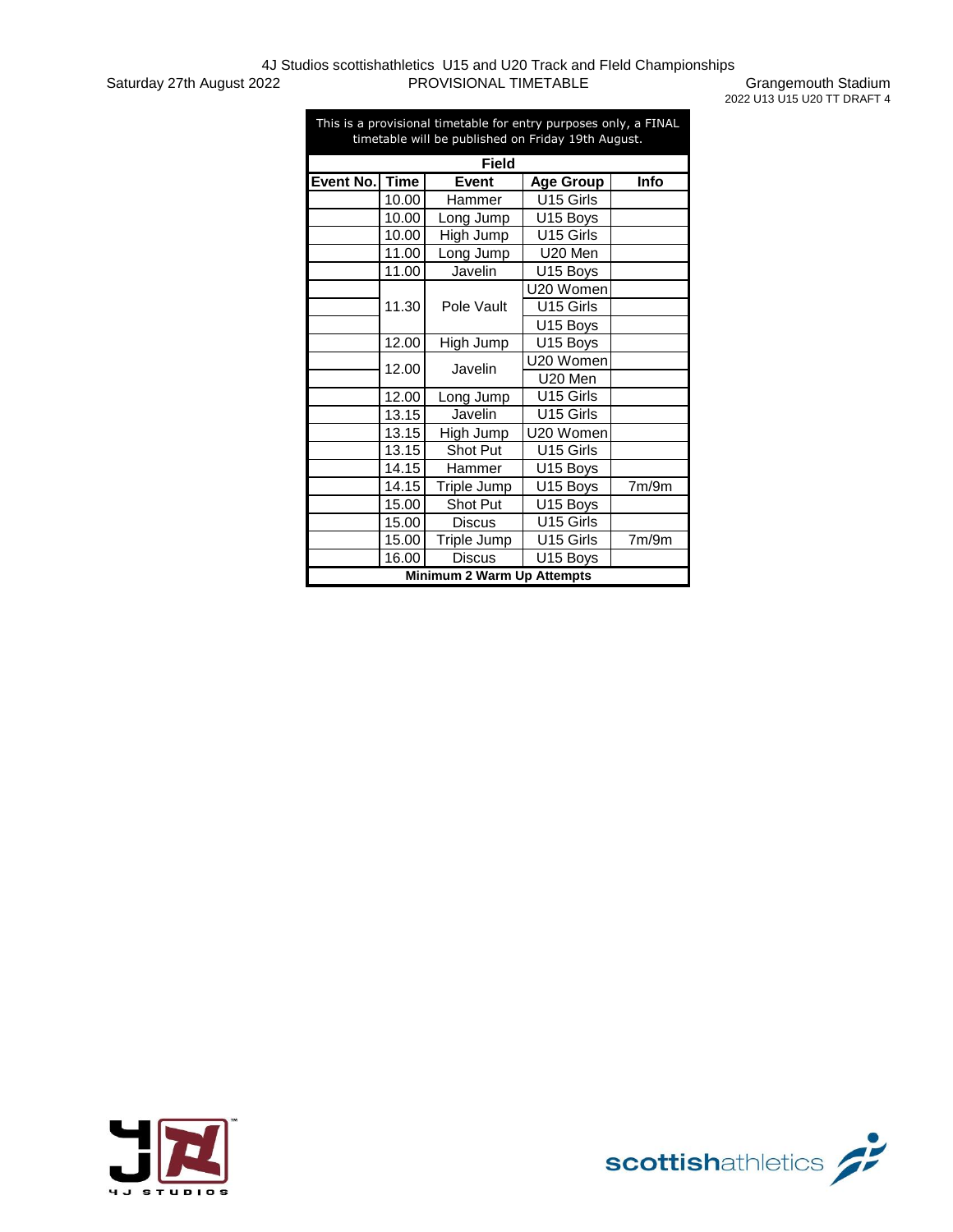4J Studios scottishathletics U15 and U20 Track and FIeld Championships

Saturday 27th August 2022 — PROVISIONAL TIMETABLE — Grangemouth Stadium

2022 U13 U15 U20 TT DRAFT 4

This is a provisional timetable for entry purposes only, a FINAL timetable will be published on Friday 19th August.

| Field | | | | |
|---|---|---|---|---|
| **Event No.** | **Time** | **Event** | **Age Group** | **Info** |
| | 10.00 | Hammer | U15 Girls | |
| | 10.00 | Long Jump | U15 Boys | |
| | 10.00 | High Jump | U15 Girls | |
| | 11.00 | Long Jump | U20 Men | |
| | 11.00 | Javelin | U15 Boys | |
| | 11.30 | Pole Vault | U20 Women | |
| | | | U15 Girls | |
| | | | U15 Boys | |
| | 12.00 | High Jump | U15 Boys | |
| | 12.00 | Javelin | U20 Women | |
| | | | U20 Men | |
| | 12.00 | Long Jump | U15 Girls | |
| | 13.15 | Javelin | U15 Girls | |
| | 13.15 | High Jump | U20 Women | |
| | 13.15 | Shot Put | U15 Girls | |
| | 14.15 | Hammer | U15 Boys | |
| | 14.15 | Triple Jump | U15 Boys | 7m/9m |
| | 15.00 | Shot Put | U15 Boys | |
| | 15.00 | Discus | U15 Girls | |
| | 15.00 | Triple Jump | U15 Girls | 7m/9m |
| | 16.00 | Discus | U15 Boys | |
| **Minimum 2 Warm Up Attempts** | | | | |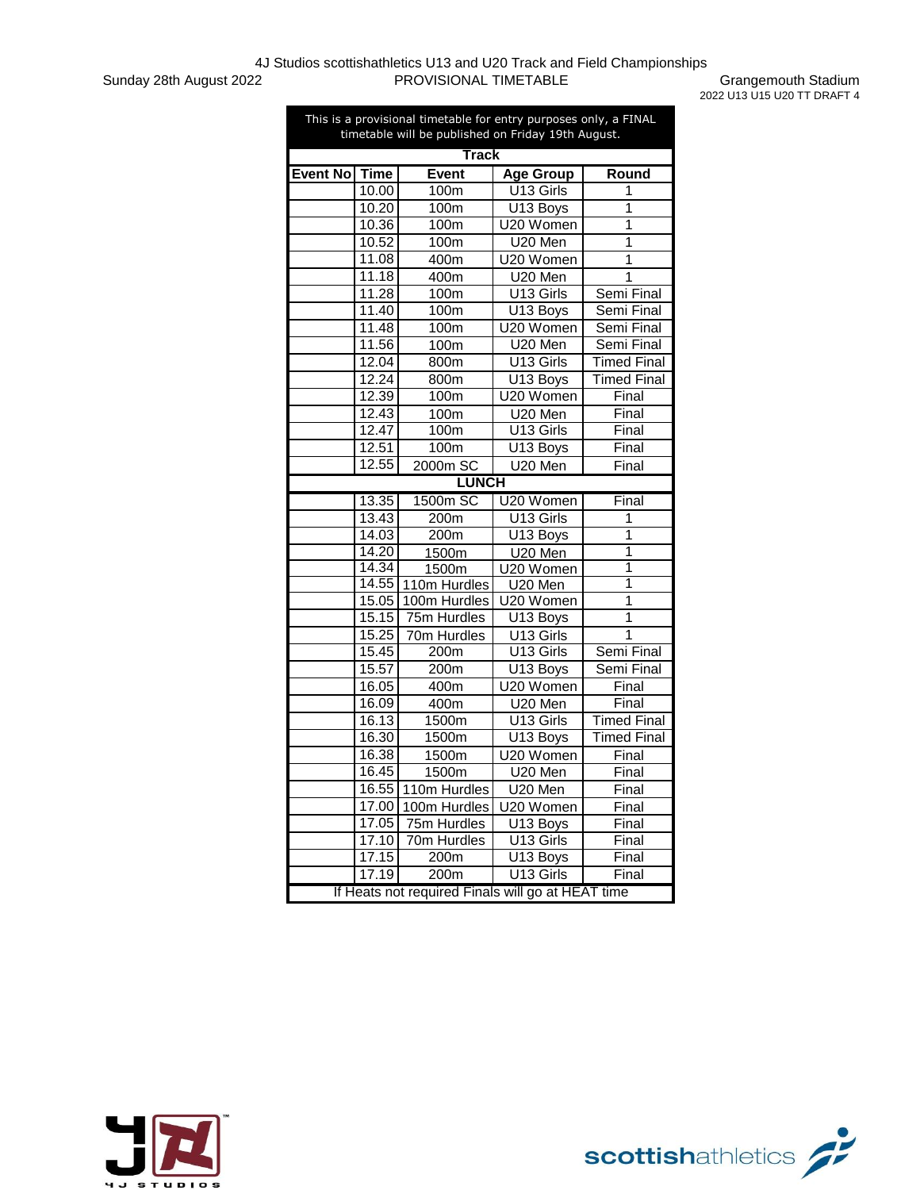4J Studios scottishathletics U13 and U20 Track and Field Championships

Sunday 28th August 2022 — PROVISIONAL TIMETABLE — Grangemouth Stadium

2022 U13 U15 U20 TT DRAFT 4

This is a provisional timetable for entry purposes only, a FINAL timetable will be published on Friday 19th August.

**Track**

| Event No | Time | Event | Age Group | Round |
|---|---|---|---|---|
| | 10.00 | 100m | U13 Girls | 1 |
| | 10.20 | 100m | U13 Boys | 1 |
| | 10.36 | 100m | U20 Women | 1 |
| | 10.52 | 100m | U20 Men | 1 |
| | 11.08 | 400m | U20 Women | 1 |
| | 11.18 | 400m | U20 Men | 1 |
| | 11.28 | 100m | U13 Girls | Semi Final |
| | 11.40 | 100m | U13 Boys | Semi Final |
| | 11.48 | 100m | U20 Women | Semi Final |
| | 11.56 | 100m | U20 Men | Semi Final |
| | 12.04 | 800m | U13 Girls | Timed Final |
| | 12.24 | 800m | U13 Boys | Timed Final |
| | 12.39 | 100m | U20 Women | Final |
| | 12.43 | 100m | U20 Men | Final |
| | 12.47 | 100m | U13 Girls | Final |
| | 12.51 | 100m | U13 Boys | Final |
| | 12.55 | 2000m SC | U20 Men | Final |
| | | **LUNCH** | | |
| | 13.35 | 1500m SC | U20 Women | Final |
| | 13.43 | 200m | U13 Girls | 1 |
| | 14.03 | 200m | U13 Boys | 1 |
| | 14.20 | 1500m | U20 Men | 1 |
| | 14.34 | 1500m | U20 Women | 1 |
| | 14.55 | 110m Hurdles | U20 Men | 1 |
| | 15.05 | 100m Hurdles | U20 Women | 1 |
| | 15.15 | 75m Hurdles | U13 Boys | 1 |
| | 15.25 | 70m Hurdles | U13 Girls | 1 |
| | 15.45 | 200m | U13 Girls | Semi Final |
| | 15.57 | 200m | U13 Boys | Semi Final |
| | 16.05 | 400m | U20 Women | Final |
| | 16.09 | 400m | U20 Men | Final |
| | 16.13 | 1500m | U13 Girls | Timed Final |
| | 16.30 | 1500m | U13 Boys | Timed Final |
| | 16.38 | 1500m | U20 Women | Final |
| | 16.45 | 1500m | U20 Men | Final |
| | 16.55 | 110m Hurdles | U20 Men | Final |
| | 17.00 | 100m Hurdles | U20 Women | Final |
| | 17.05 | 75m Hurdles | U13 Boys | Final |
| | 17.10 | 70m Hurdles | U13 Girls | Final |
| | 17.15 | 200m | U13 Boys | Final |
| | 17.19 | 200m | U13 Girls | Final |

If Heats not required Finals will go at HEAT time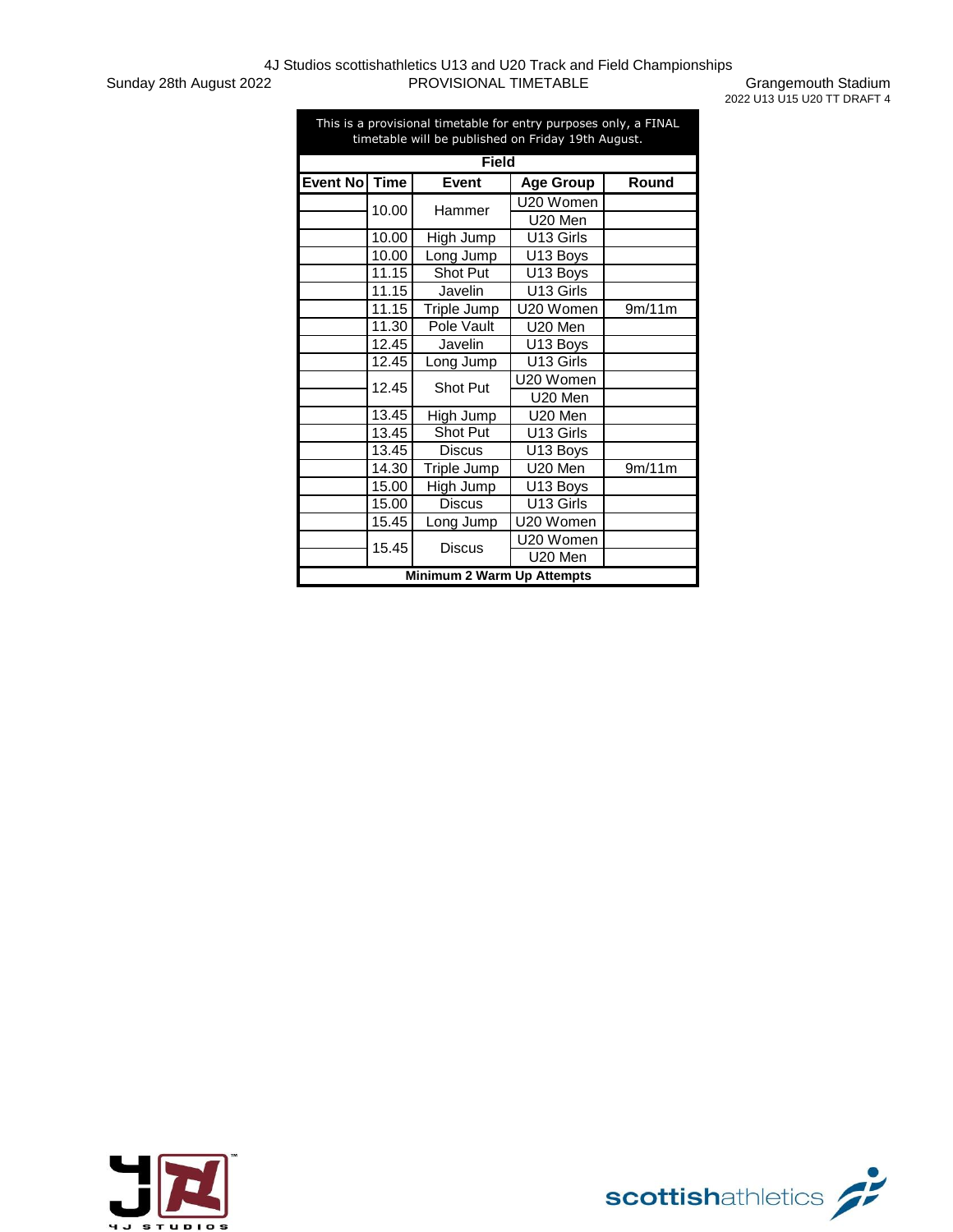4J Studios scottishathletics U13 and U20 Track and Field Championships

Sunday 28th August 2022 PROVISIONAL TIMETABLE Grangemouth Stadium

2022 U13 U15 U20 TT DRAFT 4

This is a provisional timetable for entry purposes only, a FINAL timetable will be published on Friday 19th August.

**Field**

| Event No | Time | Event | Age Group | Round |
|---|---|---|---|---|
| | 10.00 | Hammer | U20 Women | |
| | | | U20 Men | |
| | 10.00 | High Jump | U13 Girls | |
| | 10.00 | Long Jump | U13 Boys | |
| | 11.15 | Shot Put | U13 Boys | |
| | 11.15 | Javelin | U13 Girls | |
| | 11.15 | Triple Jump | U20 Women | 9m/11m |
| | 11.30 | Pole Vault | U20 Men | |
| | 12.45 | Javelin | U13 Boys | |
| | 12.45 | Long Jump | U13 Girls | |
| | 12.45 | Shot Put | U20 Women | |
| | | | U20 Men | |
| | 13.45 | High Jump | U20 Men | |
| | 13.45 | Shot Put | U13 Girls | |
| | 13.45 | Discus | U13 Boys | |
| | 14.30 | Triple Jump | U20 Men | 9m/11m |
| | 15.00 | High Jump | U13 Boys | |
| | 15.00 | Discus | U13 Girls | |
| | 15.45 | Long Jump | U20 Women | |
| | 15.45 | Discus | U20 Women | |
| | | | U20 Men | |

**Minimum 2 Warm Up Attempts**